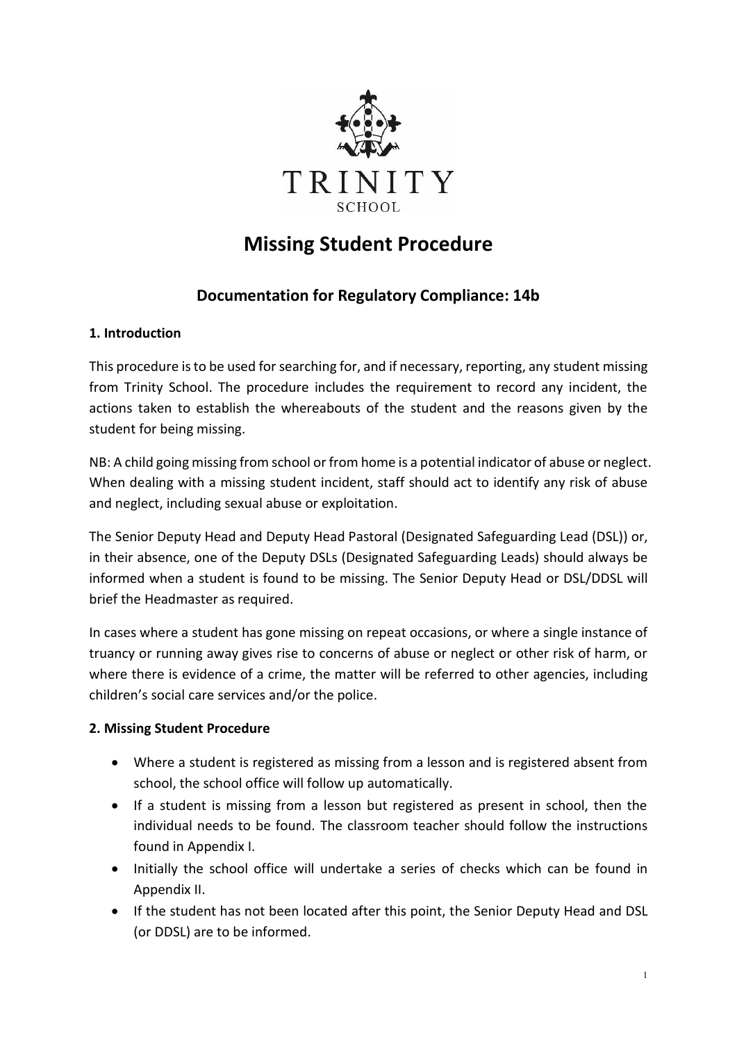TRINITY

SCHOOL

# Missing Student Procedure

## Documentation for Regulatory Compliance: 14b

**1. Introduction**

This procedure is to be used for searching for, and if necessary, reporting, any student missing from Trinity School. The procedure includes the requirement to record any incident, the actions taken to establish the whereabouts of the student and the reasons given by the student for being missing.

NB: A child going missing from school or from home is a potential indicator of abuse or neglect. When dealing with a missing student incident, staff should act to identify any risk of abuse and neglect, including sexual abuse or exploitation.

The Senior Deputy Head and Deputy Head Pastoral (Designated Safeguarding Lead (DSL)) or, in their absence, one of the Deputy DSLs (Designated Safeguarding Leads) should always be informed when a student is found to be missing. The Senior Deputy Head or DSL/DDSL will brief the Headmaster as required.

In cases where a student has gone missing on repeat occasions, or where a single instance of truancy or running away gives rise to concerns of abuse or neglect or other risk of harm, or where there is evidence of a crime, the matter will be referred to other agencies, including children's social care services and/or the police.

**2. Missing Student Procedure**

- Where a student is registered as missing from a lesson and is registered absent from school, the school office will follow up automatically.
- If a student is missing from a lesson but registered as present in school, then the individual needs to be found. The classroom teacher should follow the instructions found in Appendix I.
- Initially the school office will undertake a series of checks which can be found in Appendix II.
- If the student has not been located after this point, the Senior Deputy Head and DSL (or DDSL) are to be informed.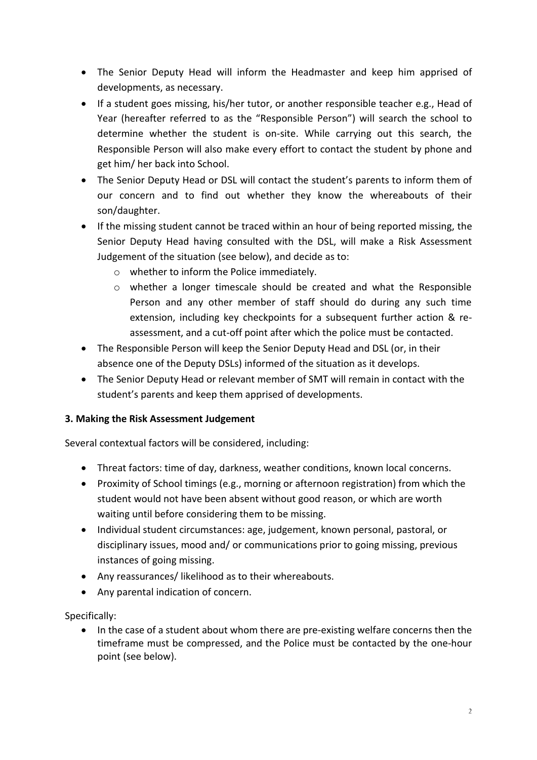- The Senior Deputy Head will inform the Headmaster and keep him apprised of developments, as necessary.
- If a student goes missing, his/her tutor, or another responsible teacher e.g., Head of Year (hereafter referred to as the "Responsible Person") will search the school to determine whether the student is on-site. While carrying out this search, the Responsible Person will also make every effort to contact the student by phone and get him/ her back into School.
- The Senior Deputy Head or DSL will contact the student's parents to inform them of our concern and to find out whether they know the whereabouts of their son/daughter.
- If the missing student cannot be traced within an hour of being reported missing, the Senior Deputy Head having consulted with the DSL, will make a Risk Assessment Judgement of the situation (see below), and decide as to:
  - whether to inform the Police immediately.
  - whether a longer timescale should be created and what the Responsible Person and any other member of staff should do during any such time extension, including key checkpoints for a subsequent further action & re-assessment, and a cut-off point after which the police must be contacted.
- The Responsible Person will keep the Senior Deputy Head and DSL (or, in their absence one of the Deputy DSLs) informed of the situation as it develops.
- The Senior Deputy Head or relevant member of SMT will remain in contact with the student's parents and keep them apprised of developments.

### 3. Making the Risk Assessment Judgement

Several contextual factors will be considered, including:

- Threat factors: time of day, darkness, weather conditions, known local concerns.
- Proximity of School timings (e.g., morning or afternoon registration) from which the student would not have been absent without good reason, or which are worth waiting until before considering them to be missing.
- Individual student circumstances: age, judgement, known personal, pastoral, or disciplinary issues, mood and/ or communications prior to going missing, previous instances of going missing.
- Any reassurances/ likelihood as to their whereabouts.
- Any parental indication of concern.

Specifically:

- In the case of a student about whom there are pre-existing welfare concerns then the timeframe must be compressed, and the Police must be contacted by the one-hour point (see below).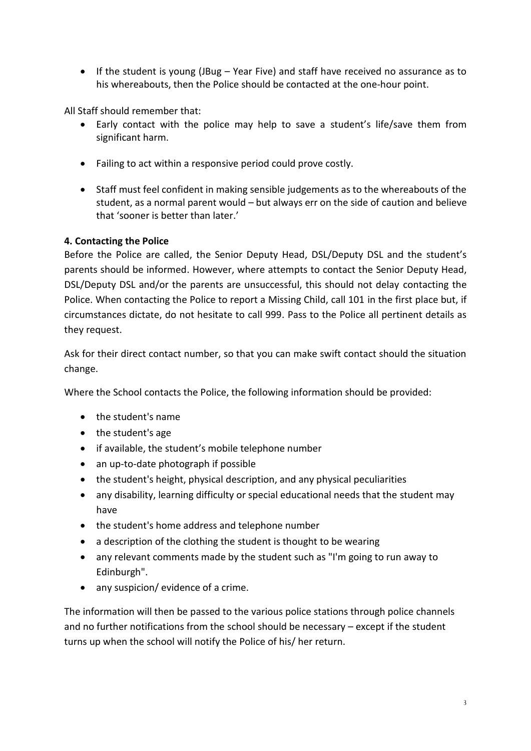- If the student is young (JBug – Year Five) and staff have received no assurance as to his whereabouts, then the Police should be contacted at the one-hour point.

All Staff should remember that:

- Early contact with the police may help to save a student's life/save them from significant harm.
- Failing to act within a responsive period could prove costly.
- Staff must feel confident in making sensible judgements as to the whereabouts of the student, as a normal parent would – but always err on the side of caution and believe that 'sooner is better than later.'

**4. Contacting the Police**

Before the Police are called, the Senior Deputy Head, DSL/Deputy DSL and the student's parents should be informed. However, where attempts to contact the Senior Deputy Head, DSL/Deputy DSL and/or the parents are unsuccessful, this should not delay contacting the Police. When contacting the Police to report a Missing Child, call 101 in the first place but, if circumstances dictate, do not hesitate to call 999. Pass to the Police all pertinent details as they request.

Ask for their direct contact number, so that you can make swift contact should the situation change.

Where the School contacts the Police, the following information should be provided:

- the student's name
- the student's age
- if available, the student's mobile telephone number
- an up-to-date photograph if possible
- the student's height, physical description, and any physical peculiarities
- any disability, learning difficulty or special educational needs that the student may have
- the student's home address and telephone number
- a description of the clothing the student is thought to be wearing
- any relevant comments made by the student such as "I'm going to run away to Edinburgh".
- any suspicion/ evidence of a crime.

The information will then be passed to the various police stations through police channels and no further notifications from the school should be necessary – except if the student turns up when the school will notify the Police of his/ her return.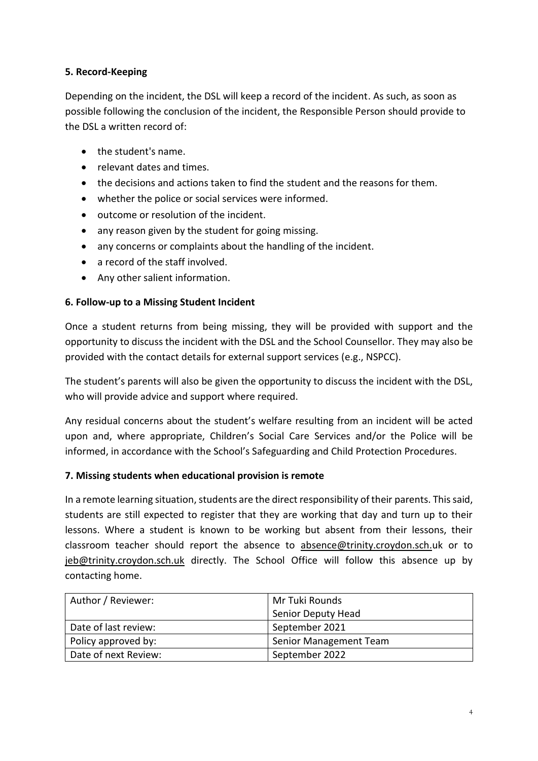### 5. Record-Keeping

Depending on the incident, the DSL will keep a record of the incident. As such, as soon as possible following the conclusion of the incident, the Responsible Person should provide to the DSL a written record of:

- the student's name.
- relevant dates and times.
- the decisions and actions taken to find the student and the reasons for them.
- whether the police or social services were informed.
- outcome or resolution of the incident.
- any reason given by the student for going missing.
- any concerns or complaints about the handling of the incident.
- a record of the staff involved.
- Any other salient information.

### 6. Follow-up to a Missing Student Incident

Once a student returns from being missing, they will be provided with support and the opportunity to discuss the incident with the DSL and the School Counsellor. They may also be provided with the contact details for external support services (e.g., NSPCC).

The student's parents will also be given the opportunity to discuss the incident with the DSL, who will provide advice and support where required.

Any residual concerns about the student's welfare resulting from an incident will be acted upon and, where appropriate, Children's Social Care Services and/or the Police will be informed, in accordance with the School's Safeguarding and Child Protection Procedures.

### 7. Missing students when educational provision is remote

In a remote learning situation, students are the direct responsibility of their parents. This said, students are still expected to register that they are working that day and turn up to their lessons. Where a student is known to be working but absent from their lessons, their classroom teacher should report the absence to absence@trinity.croydon.sch.uk or to jeb@trinity.croydon.sch.uk directly. The School Office will follow this absence up by contacting home.

| Author / Reviewer: | Mr Tuki Rounds<br>Senior Deputy Head |
|---|---|
| Date of last review: | September 2021 |
| Policy approved by: | Senior Management Team |
| Date of next Review: | September 2022 |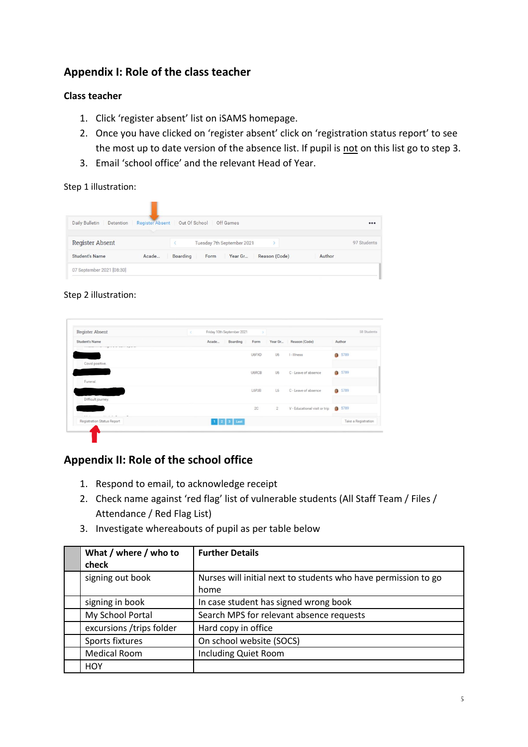## Appendix I: Role of the class teacher

### Class teacher

1. Click 'register absent' list on iSAMS homepage.
2. Once you have clicked on 'register absent' click on 'registration status report' to see the most up to date version of the absence list. If pupil is not on this list go to step 3.
3. Email 'school office' and the relevant Head of Year.

Step 1 illustration:

Step 2 illustration:

## Appendix II: Role of the school office

1. Respond to email, to acknowledge receipt
2. Check name against 'red flag' list of vulnerable students (All Staff Team / Files / Attendance / Red Flag List)
3. Investigate whereabouts of pupil as per table below

| | What / where / who to check | Further Details |
|---|---|---|
| | signing out book | Nurses will initial next to students who have permission to go home |
| | signing in book | In case student has signed wrong book |
| | My School Portal | Search MPS for relevant absence requests |
| | excursions /trips folder | Hard copy in office |
| | Sports fixtures | On school website (SOCS) |
| | Medical Room | Including Quiet Room |
| | HOY | |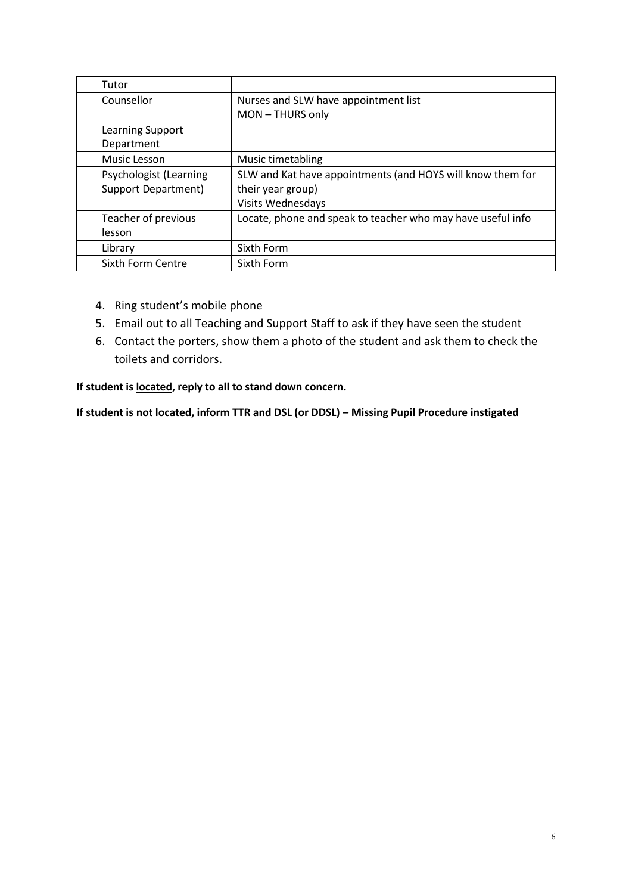| | | |
|---|---|---|
| | Tutor | |
| | Counsellor | Nurses and SLW have appointment list<br>MON – THURS only |
| | Learning Support Department | |
| | Music Lesson | Music timetabling |
| | Psychologist (Learning Support Department) | SLW and Kat have appointments (and HOYS will know them for their year group)<br>Visits Wednesdays |
| | Teacher of previous lesson | Locate, phone and speak to teacher who may have useful info |
| | Library | Sixth Form |
| | Sixth Form Centre | Sixth Form |

4. Ring student's mobile phone
5. Email out to all Teaching and Support Staff to ask if they have seen the student
6. Contact the porters, show them a photo of the student and ask them to check the toilets and corridors.

**If student is <u>located</u>, reply to all to stand down concern.**

**If student is <u>not located</u>, inform TTR and DSL (or DDSL) – Missing Pupil Procedure instigated**